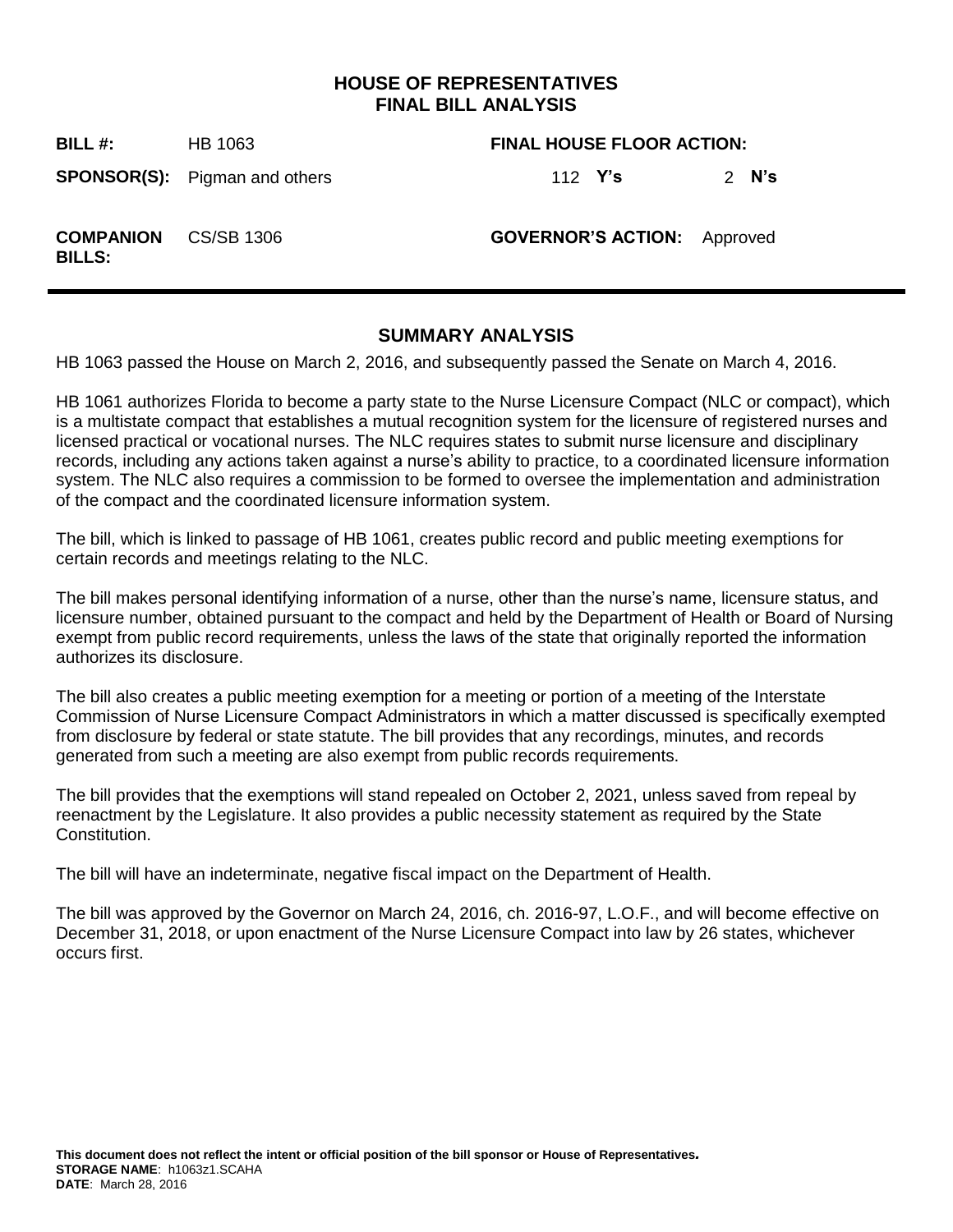# HOUSE OF REPRESENTATIVES
# FINAL BILL ANALYSIS

| | | | |
|---|---|---|---|
| **BILL #:** | HB 1063 | **FINAL HOUSE FLOOR ACTION:** | |
| **SPONSOR(S):** | Pigman and others | 112 **Y's** | 2 **N's** |
| **COMPANION BILLS:** | CS/SB 1306 | **GOVERNOR'S ACTION:** | Approved |

## SUMMARY ANALYSIS

HB 1063 passed the House on March 2, 2016, and subsequently passed the Senate on March 4, 2016.

HB 1061 authorizes Florida to become a party state to the Nurse Licensure Compact (NLC or compact), which is a multistate compact that establishes a mutual recognition system for the licensure of registered nurses and licensed practical or vocational nurses. The NLC requires states to submit nurse licensure and disciplinary records, including any actions taken against a nurse's ability to practice, to a coordinated licensure information system. The NLC also requires a commission to be formed to oversee the implementation and administration of the compact and the coordinated licensure information system.

The bill, which is linked to passage of HB 1061, creates public record and public meeting exemptions for certain records and meetings relating to the NLC.

The bill makes personal identifying information of a nurse, other than the nurse's name, licensure status, and licensure number, obtained pursuant to the compact and held by the Department of Health or Board of Nursing exempt from public record requirements, unless the laws of the state that originally reported the information authorizes its disclosure.

The bill also creates a public meeting exemption for a meeting or portion of a meeting of the Interstate Commission of Nurse Licensure Compact Administrators in which a matter discussed is specifically exempted from disclosure by federal or state statute. The bill provides that any recordings, minutes, and records generated from such a meeting are also exempt from public records requirements.

The bill provides that the exemptions will stand repealed on October 2, 2021, unless saved from repeal by reenactment by the Legislature. It also provides a public necessity statement as required by the State Constitution.

The bill will have an indeterminate, negative fiscal impact on the Department of Health.

The bill was approved by the Governor on March 24, 2016, ch. 2016-97, L.O.F., and will become effective on December 31, 2018, or upon enactment of the Nurse Licensure Compact into law by 26 states, whichever occurs first.

**This document does not reflect the intent or official position of the bill sponsor or House of Representatives.**
**STORAGE NAME**: h1063z1.SCAHA
**DATE**: March 28, 2016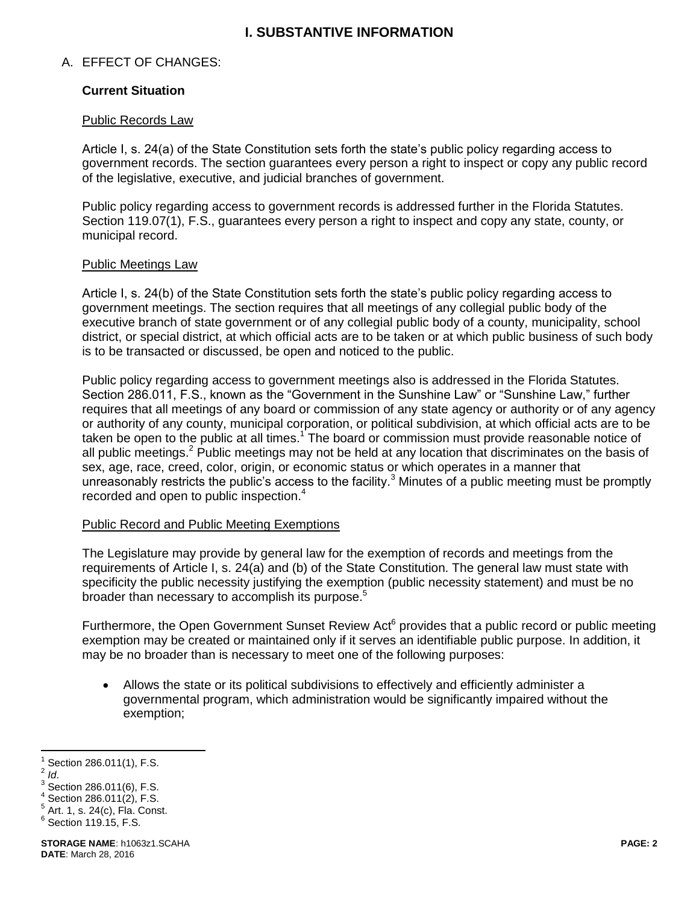# I. SUBSTANTIVE INFORMATION

## A. EFFECT OF CHANGES:

### Current Situation

Public Records Law

Article I, s. 24(a) of the State Constitution sets forth the state's public policy regarding access to government records. The section guarantees every person a right to inspect or copy any public record of the legislative, executive, and judicial branches of government.

Public policy regarding access to government records is addressed further in the Florida Statutes. Section 119.07(1), F.S., guarantees every person a right to inspect and copy any state, county, or municipal record.

Public Meetings Law

Article I, s. 24(b) of the State Constitution sets forth the state's public policy regarding access to government meetings. The section requires that all meetings of any collegial public body of the executive branch of state government or of any collegial public body of a county, municipality, school district, or special district, at which official acts are to be taken or at which public business of such body is to be transacted or discussed, be open and noticed to the public.

Public policy regarding access to government meetings also is addressed in the Florida Statutes. Section 286.011, F.S., known as the "Government in the Sunshine Law" or "Sunshine Law," further requires that all meetings of any board or commission of any state agency or authority or of any agency or authority of any county, municipal corporation, or political subdivision, at which official acts are to be taken be open to the public at all times.[1] The board or commission must provide reasonable notice of all public meetings.[2] Public meetings may not be held at any location that discriminates on the basis of sex, age, race, creed, color, origin, or economic status or which operates in a manner that unreasonably restricts the public's access to the facility.[3] Minutes of a public meeting must be promptly recorded and open to public inspection.[4]

Public Record and Public Meeting Exemptions

The Legislature may provide by general law for the exemption of records and meetings from the requirements of Article I, s. 24(a) and (b) of the State Constitution. The general law must state with specificity the public necessity justifying the exemption (public necessity statement) and must be no broader than necessary to accomplish its purpose.[5]

Furthermore, the Open Government Sunset Review Act[6] provides that a public record or public meeting exemption may be created or maintained only if it serves an identifiable public purpose. In addition, it may be no broader than is necessary to meet one of the following purposes:

- Allows the state or its political subdivisions to effectively and efficiently administer a governmental program, which administration would be significantly impaired without the exemption;

---

[1] Section 286.011(1), F.S.
[2] *Id*.
[3] Section 286.011(6), F.S.
[4] Section 286.011(2), F.S.
[5] Art. 1, s. 24(c), Fla. Const.
[6] Section 119.15, F.S.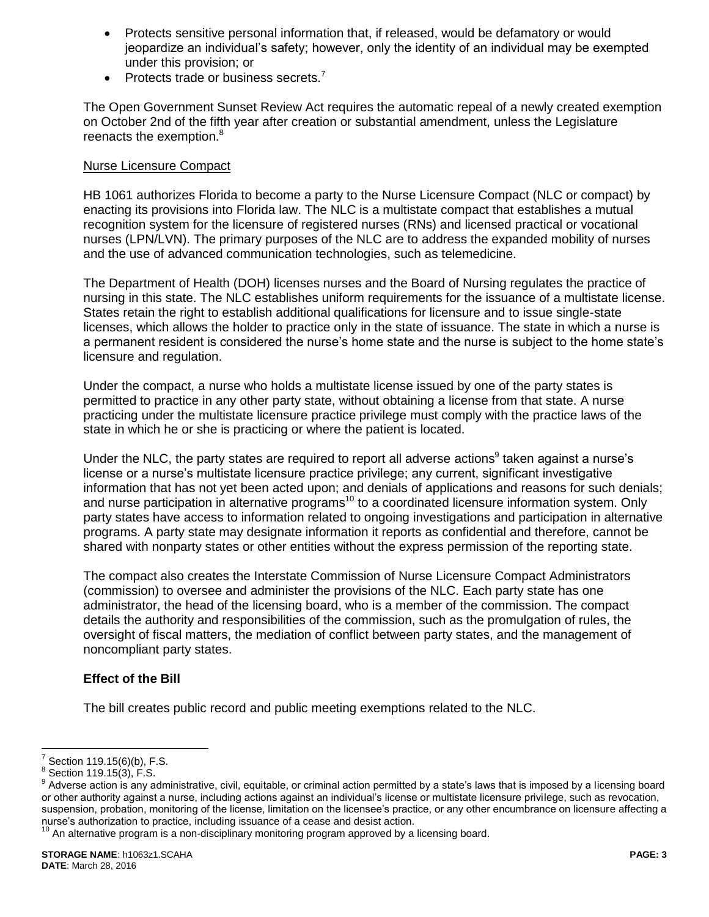- Protects sensitive personal information that, if released, would be defamatory or would jeopardize an individual's safety; however, only the identity of an individual may be exempted under this provision; or
- Protects trade or business secrets.[7]

The Open Government Sunset Review Act requires the automatic repeal of a newly created exemption on October 2nd of the fifth year after creation or substantial amendment, unless the Legislature reenacts the exemption.[8]

Nurse Licensure Compact

HB 1061 authorizes Florida to become a party to the Nurse Licensure Compact (NLC or compact) by enacting its provisions into Florida law. The NLC is a multistate compact that establishes a mutual recognition system for the licensure of registered nurses (RNs) and licensed practical or vocational nurses (LPN/LVN). The primary purposes of the NLC are to address the expanded mobility of nurses and the use of advanced communication technologies, such as telemedicine.

The Department of Health (DOH) licenses nurses and the Board of Nursing regulates the practice of nursing in this state. The NLC establishes uniform requirements for the issuance of a multistate license. States retain the right to establish additional qualifications for licensure and to issue single-state licenses, which allows the holder to practice only in the state of issuance. The state in which a nurse is a permanent resident is considered the nurse's home state and the nurse is subject to the home state's licensure and regulation.

Under the compact, a nurse who holds a multistate license issued by one of the party states is permitted to practice in any other party state, without obtaining a license from that state. A nurse practicing under the multistate licensure practice privilege must comply with the practice laws of the state in which he or she is practicing or where the patient is located.

Under the NLC, the party states are required to report all adverse actions[9] taken against a nurse's license or a nurse's multistate licensure practice privilege; any current, significant investigative information that has not yet been acted upon; and denials of applications and reasons for such denials; and nurse participation in alternative programs[10] to a coordinated licensure information system. Only party states have access to information related to ongoing investigations and participation in alternative programs. A party state may designate information it reports as confidential and therefore, cannot be shared with nonparty states or other entities without the express permission of the reporting state.

The compact also creates the Interstate Commission of Nurse Licensure Compact Administrators (commission) to oversee and administer the provisions of the NLC. Each party state has one administrator, the head of the licensing board, who is a member of the commission. The compact details the authority and responsibilities of the commission, such as the promulgation of rules, the oversight of fiscal matters, the mediation of conflict between party states, and the management of noncompliant party states.

### Effect of the Bill

The bill creates public record and public meeting exemptions related to the NLC.

[7] Section 119.15(6)(b), F.S.

[8] Section 119.15(3), F.S.

[9] Adverse action is any administrative, civil, equitable, or criminal action permitted by a state's laws that is imposed by a licensing board or other authority against a nurse, including actions against an individual's license or multistate licensure privilege, such as revocation, suspension, probation, monitoring of the license, limitation on the licensee's practice, or any other encumbrance on licensure affecting a nurse's authorization to practice, including issuance of a cease and desist action.

[10] An alternative program is a non-disciplinary monitoring program approved by a licensing board.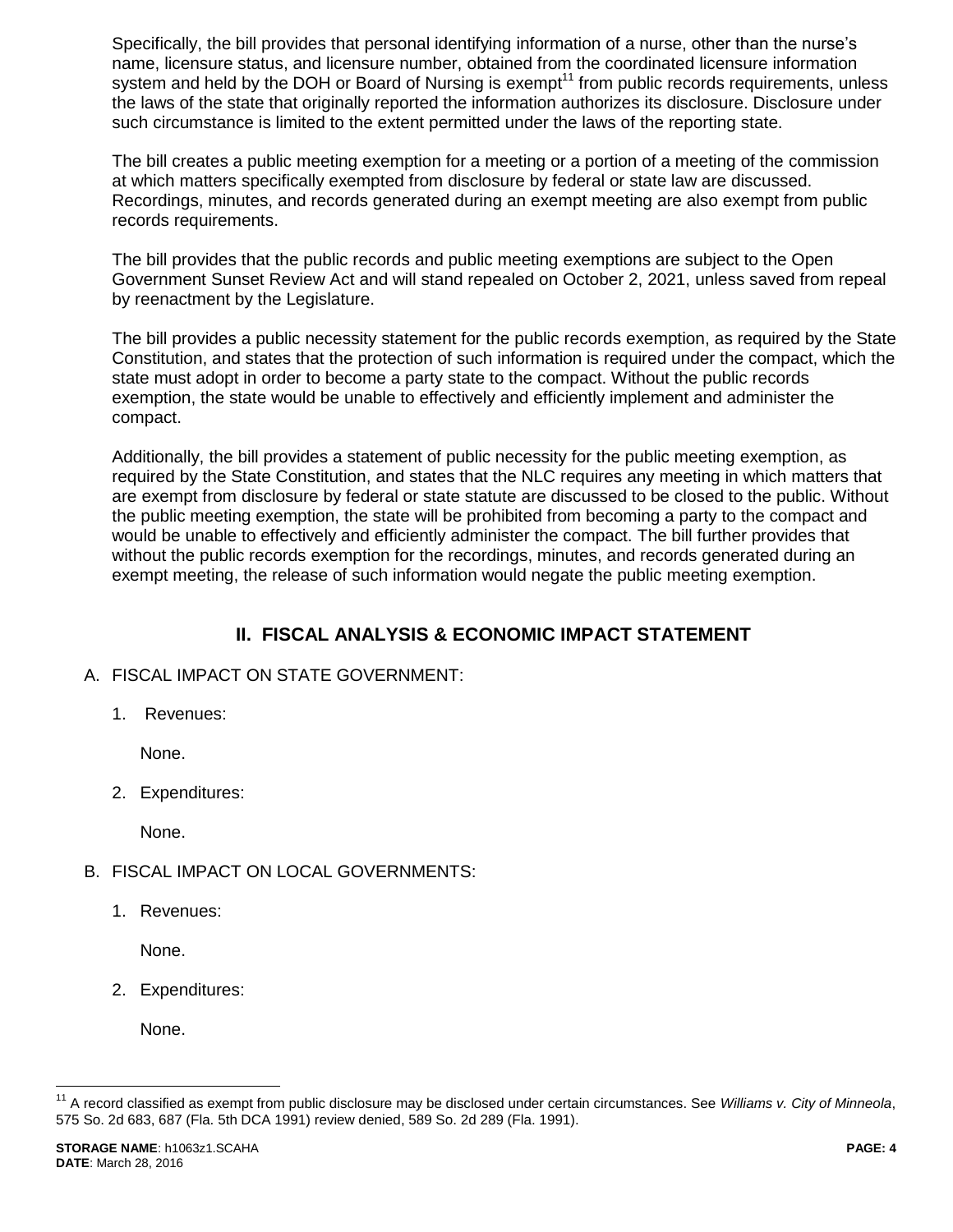Specifically, the bill provides that personal identifying information of a nurse, other than the nurse's name, licensure status, and licensure number, obtained from the coordinated licensure information system and held by the DOH or Board of Nursing is exempt[11] from public records requirements, unless the laws of the state that originally reported the information authorizes its disclosure. Disclosure under such circumstance is limited to the extent permitted under the laws of the reporting state.

The bill creates a public meeting exemption for a meeting or a portion of a meeting of the commission at which matters specifically exempted from disclosure by federal or state law are discussed. Recordings, minutes, and records generated during an exempt meeting are also exempt from public records requirements.

The bill provides that the public records and public meeting exemptions are subject to the Open Government Sunset Review Act and will stand repealed on October 2, 2021, unless saved from repeal by reenactment by the Legislature.

The bill provides a public necessity statement for the public records exemption, as required by the State Constitution, and states that the protection of such information is required under the compact, which the state must adopt in order to become a party state to the compact. Without the public records exemption, the state would be unable to effectively and efficiently implement and administer the compact.

Additionally, the bill provides a statement of public necessity for the public meeting exemption, as required by the State Constitution, and states that the NLC requires any meeting in which matters that are exempt from disclosure by federal or state statute are discussed to be closed to the public. Without the public meeting exemption, the state will be prohibited from becoming a party to the compact and would be unable to effectively and efficiently administer the compact. The bill further provides that without the public records exemption for the recordings, minutes, and records generated during an exempt meeting, the release of such information would negate the public meeting exemption.

## II. FISCAL ANALYSIS & ECONOMIC IMPACT STATEMENT

A. FISCAL IMPACT ON STATE GOVERNMENT:

1. Revenues:

   None.

2. Expenditures:

   None.

B. FISCAL IMPACT ON LOCAL GOVERNMENTS:

1. Revenues:

   None.

2. Expenditures:

   None.

---

[11] A record classified as exempt from public disclosure may be disclosed under certain circumstances. See *Williams v. City of Minneola*, 575 So. 2d 683, 687 (Fla. 5th DCA 1991) review denied, 589 So. 2d 289 (Fla. 1991).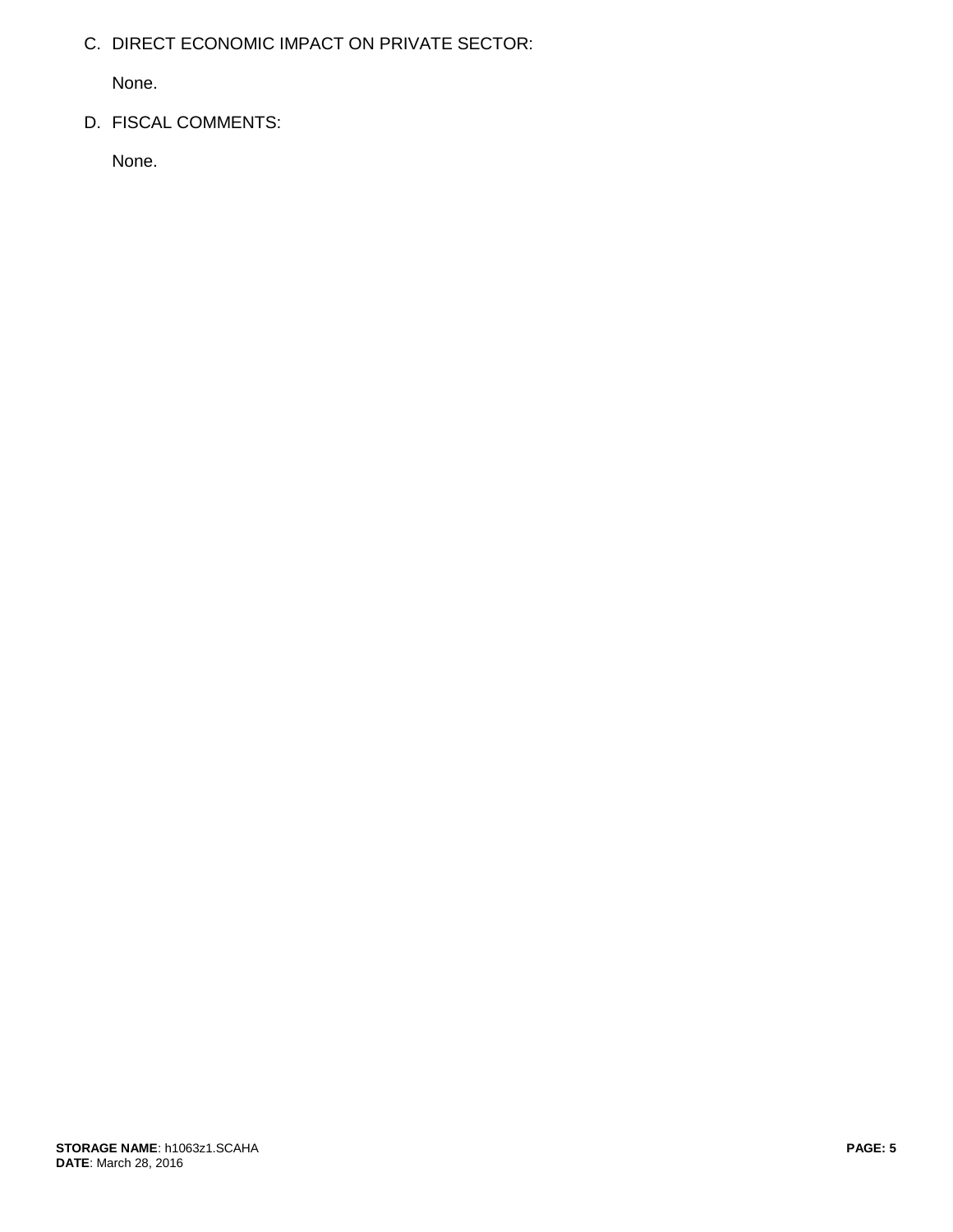C. DIRECT ECONOMIC IMPACT ON PRIVATE SECTOR:

None.

D. FISCAL COMMENTS:

None.